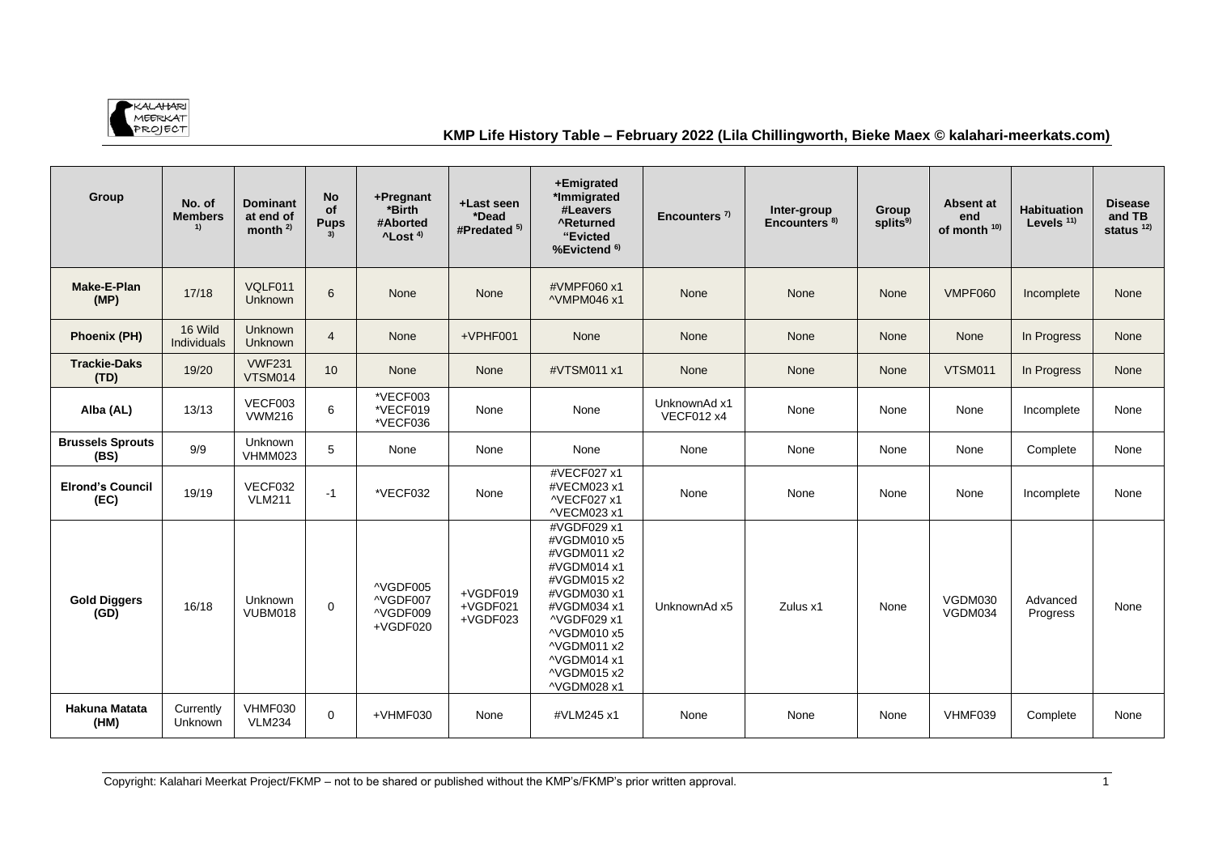## KMP Life History Table – February 2022 (Lila Chillingworth, Bieke Maex © kalahari-meerkats.com)

| Group | No. of Members 1) | Dominant at end of month 2) | No of Pups 3) | +Pregnant *Birth #Aborted ^Lost 4) | +Last seen *Dead #Predated 5) | +Emigrated *Immigrated #Leavers ^Returned "Evicted %Evictend 6) | Encounters 7) | Inter-group Encounters 8) | Group splits9) | Absent at end of month 10) | Habituation Levels 11) | Disease and TB status 12) |
|---|---|---|---|---|---|---|---|---|---|---|---|---|
| **Make-E-Plan (MP)** | 17/18 | VQLF011 Unknown | 6 | None | None | #VMPF060 x1 ^VMPM046 x1 | None | None | None | VMPF060 | Incomplete | None |
| **Phoenix (PH)** | 16 Wild Individuals | Unknown Unknown | 4 | None | +VPHF001 | None | None | None | None | None | In Progress | None |
| **Trackie-Daks (TD)** | 19/20 | VWF231 VTSM014 | 10 | None | None | #VTSM011 x1 | None | None | None | VTSM011 | In Progress | None |
| **Alba (AL)** | 13/13 | VECF003 VWM216 | 6 | *VECF003 *VECF019 *VECF036 | None | None | UnknownAd x1 VECF012 x4 | None | None | None | Incomplete | None |
| **Brussels Sprouts (BS)** | 9/9 | Unknown VHMM023 | 5 | None | None | None | None | None | None | None | Complete | None |
| **Elrond's Council (EC)** | 19/19 | VECF032 VLM211 | -1 | *VECF032 | None | #VECF027 x1 #VECM023 x1 ^VECF027 x1 ^VECM023 x1 | None | None | None | None | Incomplete | None |
| **Gold Diggers (GD)** | 16/18 | Unknown VUBM018 | 0 | ^VGDF005 ^VGDF007 ^VGDF009 +VGDF020 | +VGDF019 +VGDF021 +VGDF023 | #VGDF029 x1 #VGDM010 x5 #VGDM011 x2 #VGDM014 x1 #VGDM015 x2 #VGDM030 x1 #VGDM034 x1 ^VGDF029 x1 ^VGDM010 x5 ^VGDM011 x2 ^VGDM014 x1 ^VGDM015 x2 ^VGDM028 x1 | UnknownAd x5 | Zulus x1 | None | VGDM030 VGDM034 | Advanced Progress | None |
| **Hakuna Matata (HM)** | Currently Unknown | VHMF030 VLM234 | 0 | +VHMF030 | None | #VLM245 x1 | None | None | None | VHMF039 | Complete | None |

Copyright: Kalahari Meerkat Project/FKMP – not to be shared or published without the KMP's/FKMP's prior written approval.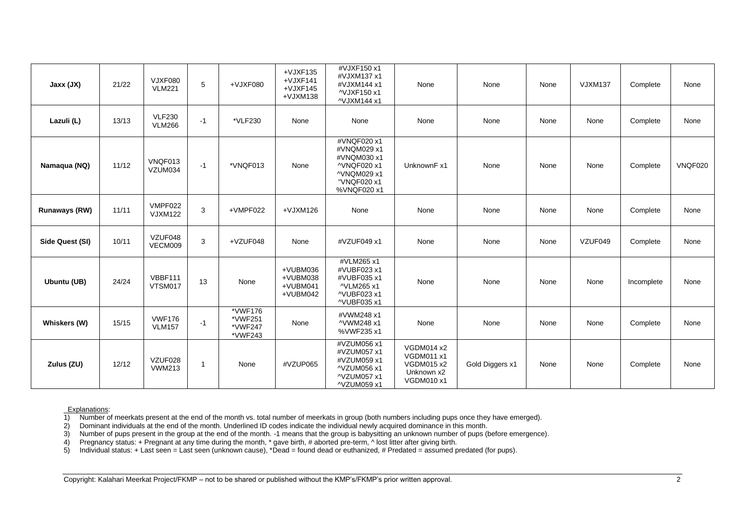| Jaxx (JX) | 21/22 | VJXF080 VLM221 | 5 | +VJXF080 | +VJXF135 +VJXF141 +VJXF145 +VJXM138 | #VJXF150 x1 #VJXM137 x1 #VJXM144 x1 ^VJXF150 x1 ^VJXM144 x1 | None | None | None | VJXM137 | Complete | None |
|---|---|---|---|---|---|---|---|---|---|---|---|---|
| Lazuli (L) | 13/13 | VLF230 VLM266 | -1 | *VLF230 | None | None | None | None | None | None | Complete | None |
| Namaqua (NQ) | 11/12 | VNQF013 VZUM034 | -1 | *VNQF013 | None | #VNQF020 x1 #VNQM029 x1 #VNQM030 x1 ^VNQF020 x1 ^VNQM029 x1 "VNQF020 x1 %VNQF020 x1 | UnknownF x1 | None | None | None | Complete | VNQF020 |
| Runaways (RW) | 11/11 | VMPF022 VJXM122 | 3 | +VMPF022 | +VJXM126 | None | None | None | None | None | Complete | None |
| Side Quest (SI) | 10/11 | VZUF048 VECM009 | 3 | +VZUF048 | None | #VZUF049 x1 | None | None | None | VZUF049 | Complete | None |
| Ubuntu (UB) | 24/24 | VBBF111 VTSM017 | 13 | None | +VUBM036 +VUBM038 +VUBM041 +VUBM042 | #VLM265 x1 #VUBF023 x1 #VUBF035 x1 ^VLM265 x1 ^VUBF023 x1 ^VUBF035 x1 | None | None | None | None | Incomplete | None |
| Whiskers (W) | 15/15 | VWF176 VLM157 | -1 | *VWF176 *VWF251 *VWF247 *VWF243 | None | #VWM248 x1 ^VWM248 x1 %VWF235 x1 | None | None | None | None | Complete | None |
| Zulus (ZU) | 12/12 | VZUF028 VWM213 | 1 | None | #VZUP065 | #VZUM056 x1 #VZUM057 x1 #VZUM059 x1 ^VZUM056 x1 ^VZUM057 x1 ^VZUM059 x1 | VGDM014 x2 VGDM011 x1 VGDM015 x2 Unknown x2 VGDM010 x1 | Gold Diggers x1 | None | None | Complete | None |

Explanations:

1) Number of meerkats present at the end of the month vs. total number of meerkats in group (both numbers including pups once they have emerged).
2) Dominant individuals at the end of the month. Underlined ID codes indicate the individual newly acquired dominance in this month.
3) Number of pups present in the group at the end of the month. -1 means that the group is babysitting an unknown number of pups (before emergence).
4) Pregnancy status: + Pregnant at any time during the month, * gave birth, # aborted pre-term, ^ lost litter after giving birth.
5) Individual status: + Last seen = Last seen (unknown cause), *Dead = found dead or euthanized, # Predated = assumed predated (for pups).

Copyright: Kalahari Meerkat Project/FKMP – not to be shared or published without the KMP's/FKMP's prior written approval.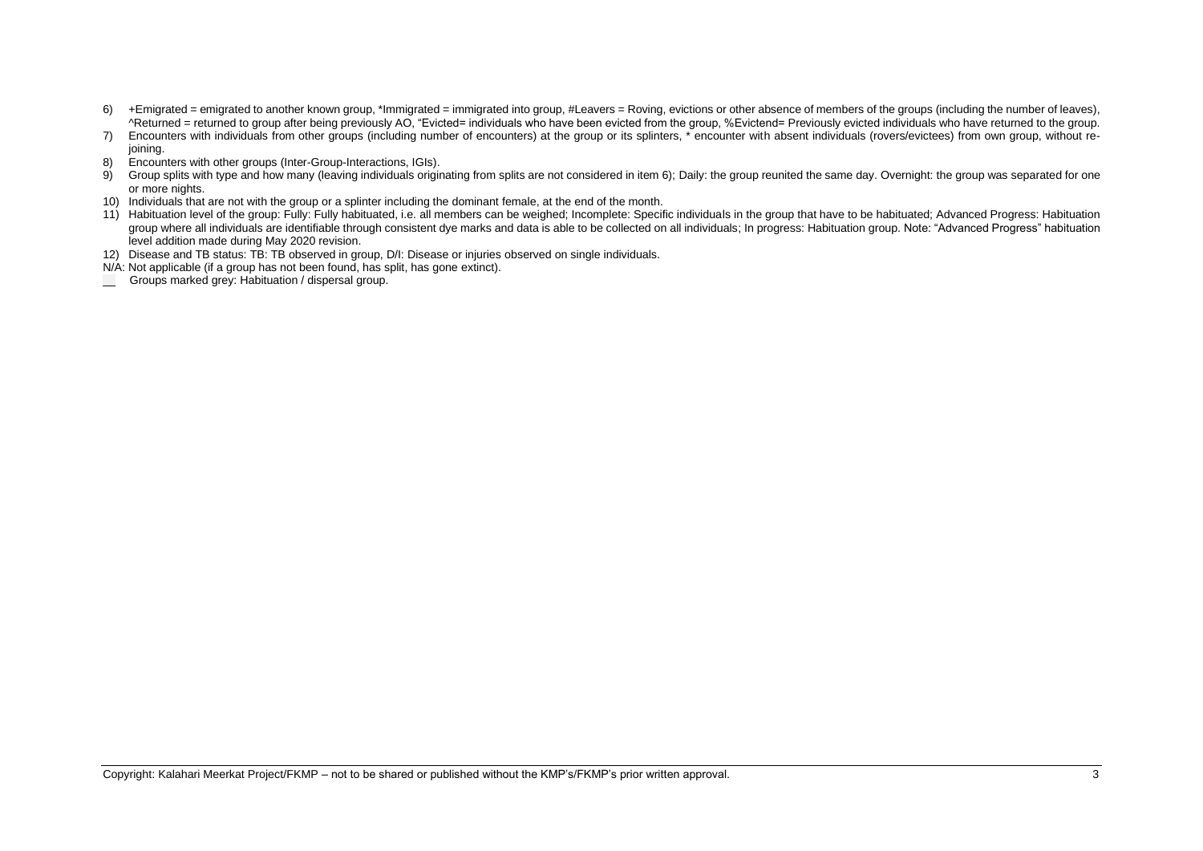6) +Emigrated = emigrated to another known group, *Immigrated = immigrated into group, #Leavers = Roving, evictions or other absence of members of the groups (including the number of leaves), ^Returned = returned to group after being previously AO, "Evicted= individuals who have been evicted from the group, %Evictend= Previously evicted individuals who have returned to the group.
7) Encounters with individuals from other groups (including number of encounters) at the group or its splinters, * encounter with absent individuals (rovers/evictees) from own group, without re-joining.
8) Encounters with other groups (Inter-Group-Interactions, IGIs).
9) Group splits with type and how many (leaving individuals originating from splits are not considered in item 6); Daily: the group reunited the same day. Overnight: the group was separated for one or more nights.
10) Individuals that are not with the group or a splinter including the dominant female, at the end of the month.
11) Habituation level of the group: Fully: Fully habituated, i.e. all members can be weighed; Incomplete: Specific individuals in the group that have to be habituated; Advanced Progress: Habituation group where all individuals are identifiable through consistent dye marks and data is able to be collected on all individuals; In progress: Habituation group. Note: "Advanced Progress" habituation level addition made during May 2020 revision.
12) Disease and TB status: TB: TB observed in group, D/I: Disease or injuries observed on single individuals.

N/A: Not applicable (if a group has not been found, has split, has gone extinct).

Groups marked grey: Habituation / dispersal group.

Copyright: Kalahari Meerkat Project/FKMP – not to be shared or published without the KMP's/FKMP's prior written approval.